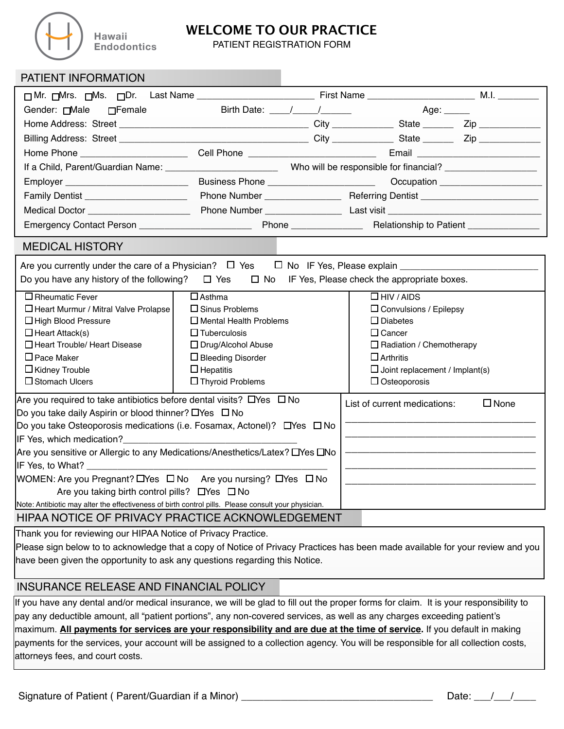Hawaii Endodontics

# WELCOME TO OUR PRACTICE

PATIENT REGISTRATION FORM

## PATIENT INFORMATION

☐ Mr. ☐ Mrs. ☐ Ms. ☐ Dr. Last Name ______________________ First Name ____________________ M.I. ________

Gender: ☐ Male ☐ Female Birth Date: ____/_____/______ Age: _____

Home Address: Street ____________________________________ City ___________ State ______ Zip ____________

Billing Address: Street ____________________________________ City ___________ State ______ Zip ____________

Home Phone ____________________ Cell Phone ________________________ Email ______________________

If a Child, Parent/Guardian Name: _____________________ Who will be responsible for financial? _________________

Employer _______________________ Business Phone ____________________ Occupation ___________________

Family Dentist ___________________ Phone Number ______________ Referring Dentist ______________________

Medical Doctor __________________ Phone Number ______________ Last visit _____________________________

Emergency Contact Person _____________________ Phone _____________ Relationship to Patient _____________

## MEDICAL HISTORY

Are you currently under the care of a Physician? ☐ Yes ☐ No IF Yes, Please explain __________________________

Do you have any history of the following? ☐ Yes ☐ No IF Yes, Please check the appropriate boxes.

| | | |
|---|---|---|
| ☐ Rheumatic Fever | ☐ Asthma | ☐ HIV / AIDS |
| ☐ Heart Murmur / Mitral Valve Prolapse | ☐ Sinus Problems | ☐ Convulsions / Epilepsy |
| ☐ High Blood Pressure | ☐ Mental Health Problems | ☐ Diabetes |
| ☐ Heart Attack(s) | ☐ Tuberculosis | ☐ Cancer |
| ☐ Heart Trouble/ Heart Disease | ☐ Drug/Alcohol Abuse | ☐ Radiation / Chemotherapy |
| ☐ Pace Maker | ☐ Bleeding Disorder | ☐ Arthritis |
| ☐ Kidney Trouble | ☐ Hepatitis | ☐ Joint replacement / Implant(s) |
| ☐ Stomach Ulcers | ☐ Thyroid Problems | ☐ Osteoporosis |

Are you required to take antibiotics before dental visits? ☐ Yes ☐ No

Do you take daily Aspirin or blood thinner? ☐ Yes ☐ No

Do you take Osteoporosis medications (i.e. Fosamax, Actonel)? ☐ Yes ☐ No

IF Yes, which medication?___________________________________

Are you sensitive or Allergic to any Medications/Anesthetics/Latex? ☐ Yes ☐ No

IF Yes, to What? ____________________________________________

WOMEN: Are you Pregnant? ☐ Yes ☐ No Are you nursing? ☐ Yes ☐ No

Are you taking birth control pills? ☐ Yes ☐ No

Note: Antibiotic may alter the effectiveness of birth control pills. Please consult your physician.

List of current medications: ☐ None

___________________________________________

___________________________________________

___________________________________________

___________________________________________

___________________________________________

## HIPAA NOTICE OF PRIVACY PRACTICE ACKNOWLEDGEMENT

Thank you for reviewing our HIPAA Notice of Privacy Practice.

Please sign below to to acknowledge that a copy of Notice of Privacy Practices has been made available for your review and you have been given the opportunity to ask any questions regarding this Notice.

## INSURANCE RELEASE AND FINANCIAL POLICY

If you have any dental and/or medical insurance, we will be glad to fill out the proper forms for claim. It is your responsibility to pay any deductible amount, all "patient portions", any non-covered services, as well as any charges exceeding patient's maximum. **All payments for services are your responsibility and are due at the time of service.** If you default in making payments for the services, your account will be assigned to a collection agency. You will be responsible for all collection costs, attorneys fees, and court costs.

Signature of Patient ( Parent/Guardian if a Minor) __________________________________ Date: ___/___/____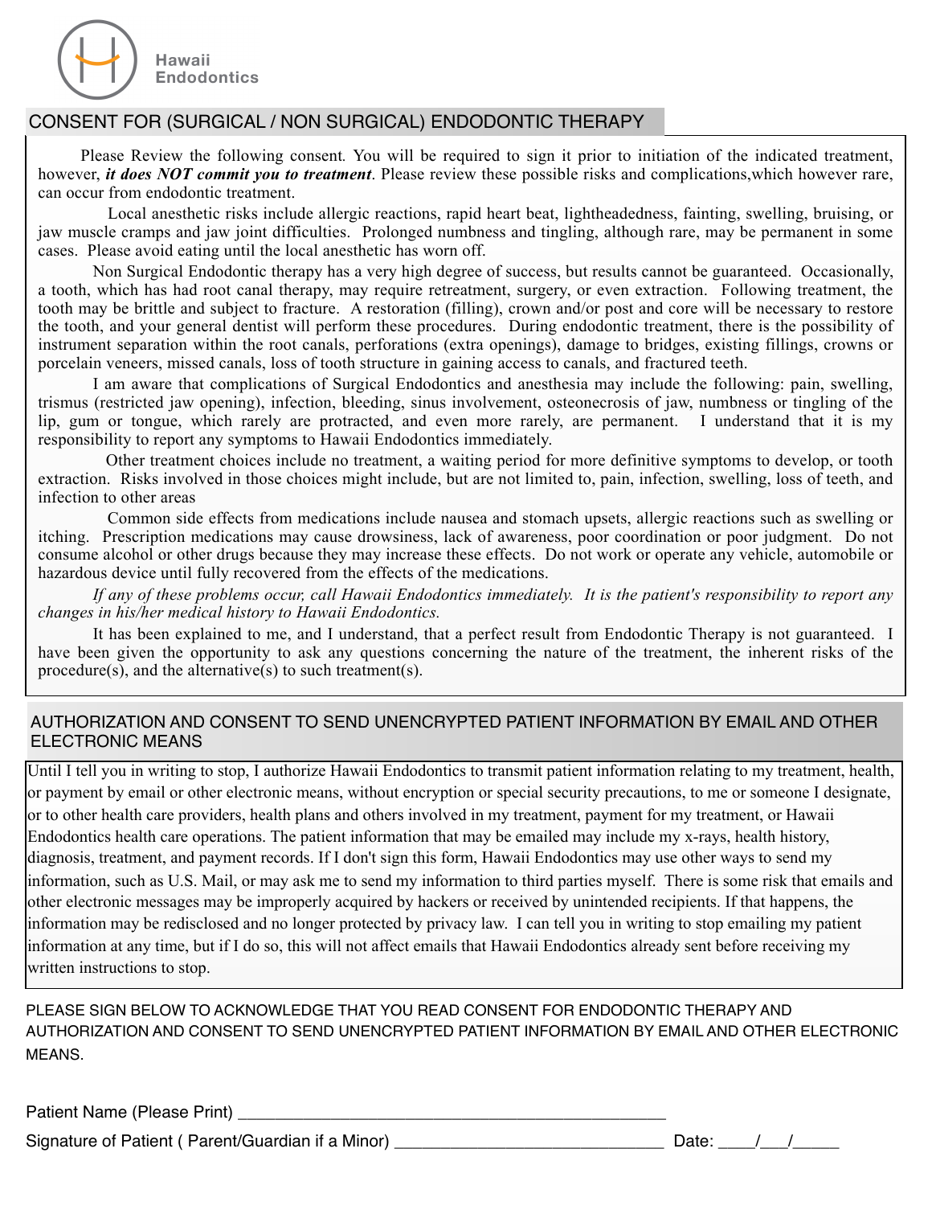Hawaii
Endodontics

## CONSENT FOR (SURGICAL / NON SURGICAL) ENDODONTIC THERAPY

Please Review the following consent. You will be required to sign it prior to initiation of the indicated treatment, however, ***it does NOT commit you to treatment***. Please review these possible risks and complications,which however rare, can occur from endodontic treatment.

Local anesthetic risks include allergic reactions, rapid heart beat, lightheadedness, fainting, swelling, bruising, or jaw muscle cramps and jaw joint difficulties. Prolonged numbness and tingling, although rare, may be permanent in some cases. Please avoid eating until the local anesthetic has worn off.

Non Surgical Endodontic therapy has a very high degree of success, but results cannot be guaranteed. Occasionally, a tooth, which has had root canal therapy, may require retreatment, surgery, or even extraction. Following treatment, the tooth may be brittle and subject to fracture. A restoration (filling), crown and/or post and core will be necessary to restore the tooth, and your general dentist will perform these procedures. During endodontic treatment, there is the possibility of instrument separation within the root canals, perforations (extra openings), damage to bridges, existing fillings, crowns or porcelain veneers, missed canals, loss of tooth structure in gaining access to canals, and fractured teeth.

I am aware that complications of Surgical Endodontics and anesthesia may include the following: pain, swelling, trismus (restricted jaw opening), infection, bleeding, sinus involvement, osteonecrosis of jaw, numbness or tingling of the lip, gum or tongue, which rarely are protracted, and even more rarely, are permanent. I understand that it is my responsibility to report any symptoms to Hawaii Endodontics immediately.

Other treatment choices include no treatment, a waiting period for more definitive symptoms to develop, or tooth extraction. Risks involved in those choices might include, but are not limited to, pain, infection, swelling, loss of teeth, and infection to other areas

Common side effects from medications include nausea and stomach upsets, allergic reactions such as swelling or itching. Prescription medications may cause drowsiness, lack of awareness, poor coordination or poor judgment. Do not consume alcohol or other drugs because they may increase these effects. Do not work or operate any vehicle, automobile or hazardous device until fully recovered from the effects of the medications.

*If any of these problems occur, call Hawaii Endodontics immediately. It is the patient's responsibility to report any changes in his/her medical history to Hawaii Endodontics.*

It has been explained to me, and I understand, that a perfect result from Endodontic Therapy is not guaranteed. I have been given the opportunity to ask any questions concerning the nature of the treatment, the inherent risks of the procedure(s), and the alternative(s) to such treatment(s).

## AUTHORIZATION AND CONSENT TO SEND UNENCRYPTED PATIENT INFORMATION BY EMAIL AND OTHER ELECTRONIC MEANS

Until I tell you in writing to stop, I authorize Hawaii Endodontics to transmit patient information relating to my treatment, health, or payment by email or other electronic means, without encryption or special security precautions, to me or someone I designate, or to other health care providers, health plans and others involved in my treatment, payment for my treatment, or Hawaii Endodontics health care operations. The patient information that may be emailed may include my x-rays, health history, diagnosis, treatment, and payment records. If I don't sign this form, Hawaii Endodontics may use other ways to send my information, such as U.S. Mail, or may ask me to send my information to third parties myself. There is some risk that emails and other electronic messages may be improperly acquired by hackers or received by unintended recipients. If that happens, the information may be redisclosed and no longer protected by privacy law. I can tell you in writing to stop emailing my patient information at any time, but if I do so, this will not affect emails that Hawaii Endodontics already sent before receiving my written instructions to stop.

PLEASE SIGN BELOW TO ACKNOWLEDGE THAT YOU READ CONSENT FOR ENDODONTIC THERAPY AND AUTHORIZATION AND CONSENT TO SEND UNENCRYPTED PATIENT INFORMATION BY EMAIL AND OTHER ELECTRONIC MEANS.

Patient Name (Please Print) ________________________________________________

Signature of Patient ( Parent/Guardian if a Minor) ______________________________ Date: ____/___/_____